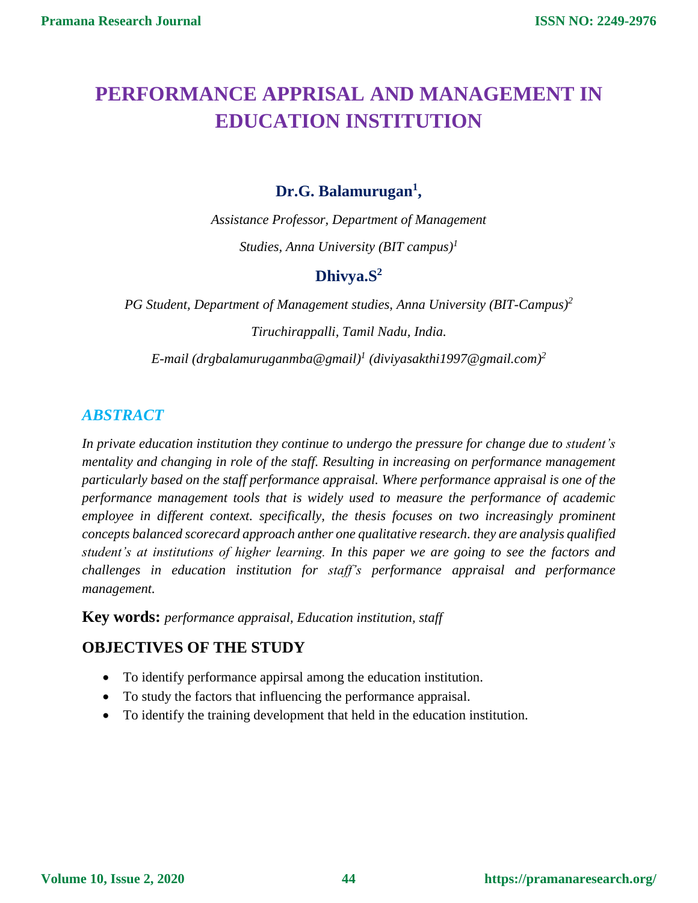# PERFORMANCE APPRISAL AND MANAGEMENT IN EDUCATION INSTITUTION

**Dr.G. Balamurugan[1],**

*Assistance Professor, Department of Management Studies, Anna University (BIT campus)[1]*

**Dhivya.S[2]**

*PG Student, Department of Management studies, Anna University (BIT-Campus)[2]*

*Tiruchirappalli, Tamil Nadu, India.*

*E-mail (drgbalamuruganmba@gmail)[1] (diviyasakthi1997@gmail.com)[2]*

## *ABSTRACT*

*In private education institution they continue to undergo the pressure for change due to student's mentality and changing in role of the staff. Resulting in increasing on performance management particularly based on the staff performance appraisal. Where performance appraisal is one of the performance management tools that is widely used to measure the performance of academic employee in different context. specifically, the thesis focuses on two increasingly prominent concepts balanced scorecard approach anther one qualitative research. they are analysis qualified student's at institutions of higher learning. In this paper we are going to see the factors and challenges in education institution for staff's performance appraisal and performance management.*

**Key words:** *performance appraisal, Education institution, staff*

## OBJECTIVES OF THE STUDY

- To identify performance appirsal among the education institution.
- To study the factors that influencing the performance appraisal.
- To identify the training development that held in the education institution.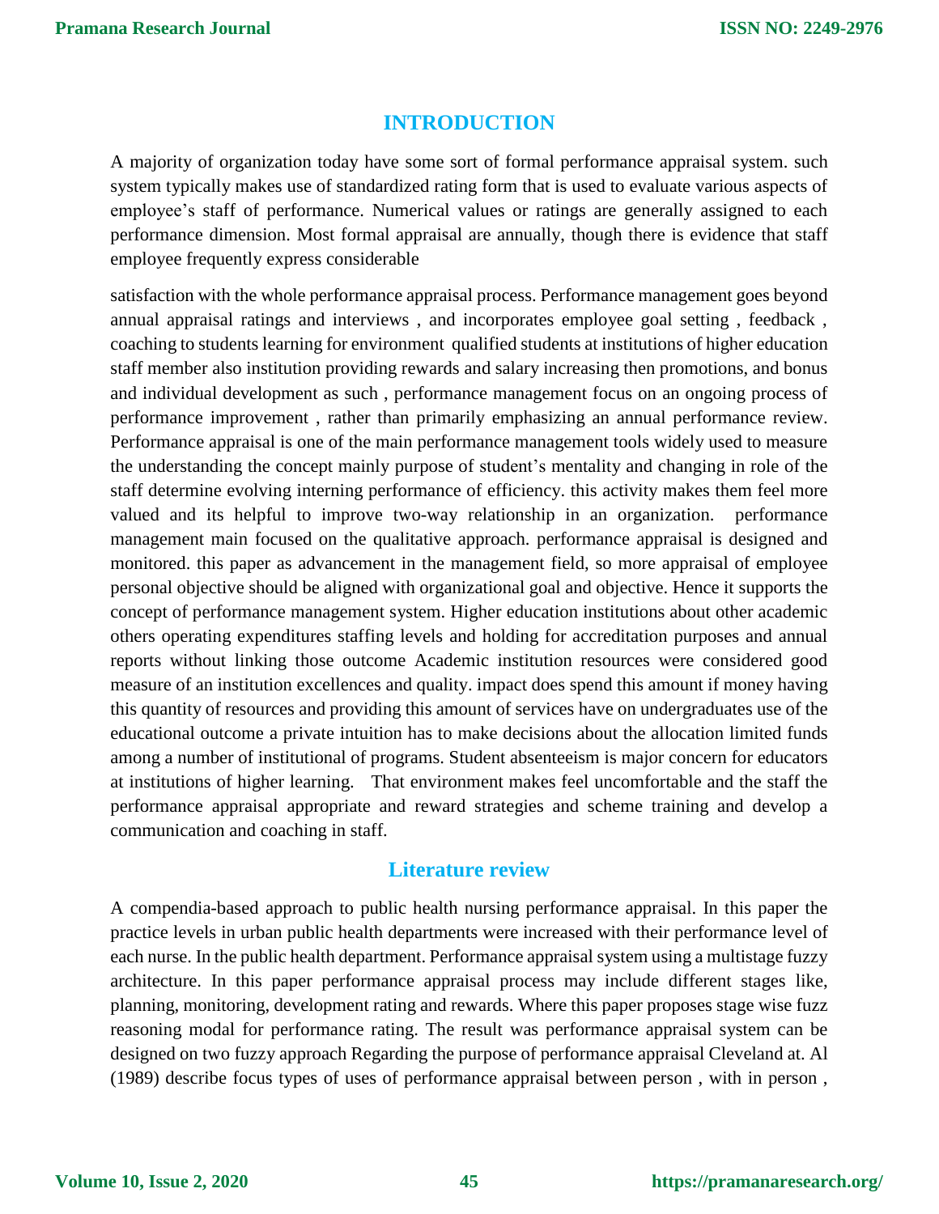## INTRODUCTION

A majority of organization today have some sort of formal performance appraisal system. such system typically makes use of standardized rating form that is used to evaluate various aspects of employee's staff of performance. Numerical values or ratings are generally assigned to each performance dimension. Most formal appraisal are annually, though there is evidence that staff employee frequently express considerable

satisfaction with the whole performance appraisal process. Performance management goes beyond annual appraisal ratings and interviews , and incorporates employee goal setting , feedback , coaching to students learning for environment qualified students at institutions of higher education staff member also institution providing rewards and salary increasing then promotions, and bonus and individual development as such , performance management focus on an ongoing process of performance improvement , rather than primarily emphasizing an annual performance review. Performance appraisal is one of the main performance management tools widely used to measure the understanding the concept mainly purpose of student's mentality and changing in role of the staff determine evolving interning performance of efficiency. this activity makes them feel more valued and its helpful to improve two-way relationship in an organization. performance management main focused on the qualitative approach. performance appraisal is designed and monitored. this paper as advancement in the management field, so more appraisal of employee personal objective should be aligned with organizational goal and objective. Hence it supports the concept of performance management system. Higher education institutions about other academic others operating expenditures staffing levels and holding for accreditation purposes and annual reports without linking those outcome Academic institution resources were considered good measure of an institution excellences and quality. impact does spend this amount if money having this quantity of resources and providing this amount of services have on undergraduates use of the educational outcome a private intuition has to make decisions about the allocation limited funds among a number of institutional of programs. Student absenteeism is major concern for educators at institutions of higher learning. That environment makes feel uncomfortable and the staff the performance appraisal appropriate and reward strategies and scheme training and develop a communication and coaching in staff.

## Literature review

A compendia-based approach to public health nursing performance appraisal. In this paper the practice levels in urban public health departments were increased with their performance level of each nurse. In the public health department. Performance appraisal system using a multistage fuzzy architecture. In this paper performance appraisal process may include different stages like, planning, monitoring, development rating and rewards. Where this paper proposes stage wise fuzz reasoning modal for performance rating. The result was performance appraisal system can be designed on two fuzzy approach Regarding the purpose of performance appraisal Cleveland at. Al (1989) describe focus types of uses of performance appraisal between person , with in person ,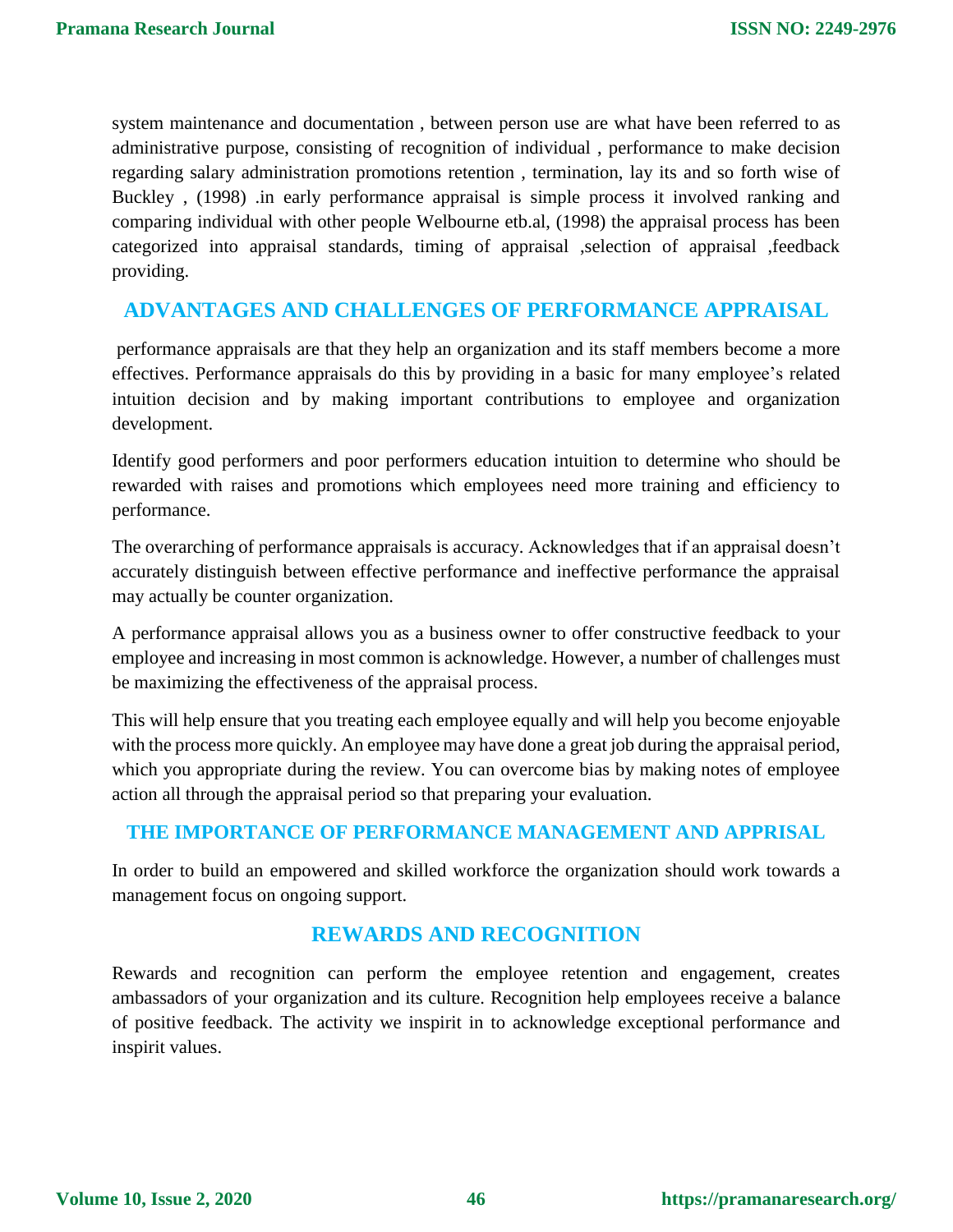system maintenance and documentation , between person use are what have been referred to as administrative purpose, consisting of recognition of individual , performance to make decision regarding salary administration promotions retention , termination, lay its and so forth wise of Buckley , (1998) .in early performance appraisal is simple process it involved ranking and comparing individual with other people Welbourne etb.al, (1998) the appraisal process has been categorized into appraisal standards, timing of appraisal ,selection of appraisal ,feedback providing.

## ADVANTAGES AND CHALLENGES OF PERFORMANCE APPRAISAL

performance appraisals are that they help an organization and its staff members become a more effectives. Performance appraisals do this by providing in a basic for many employee's related intuition decision and by making important contributions to employee and organization development.

Identify good performers and poor performers education intuition to determine who should be rewarded with raises and promotions which employees need more training and efficiency to performance.

The overarching of performance appraisals is accuracy. Acknowledges that if an appraisal doesn't accurately distinguish between effective performance and ineffective performance the appraisal may actually be counter organization.

A performance appraisal allows you as a business owner to offer constructive feedback to your employee and increasing in most common is acknowledge. However, a number of challenges must be maximizing the effectiveness of the appraisal process.

This will help ensure that you treating each employee equally and will help you become enjoyable with the process more quickly. An employee may have done a great job during the appraisal period, which you appropriate during the review. You can overcome bias by making notes of employee action all through the appraisal period so that preparing your evaluation.

## THE IMPORTANCE OF PERFORMANCE MANAGEMENT AND APPRISAL

In order to build an empowered and skilled workforce the organization should work towards a management focus on ongoing support.

## REWARDS AND RECOGNITION

Rewards and recognition can perform the employee retention and engagement, creates ambassadors of your organization and its culture. Recognition help employees receive a balance of positive feedback. The activity we inspirit in to acknowledge exceptional performance and inspirit values.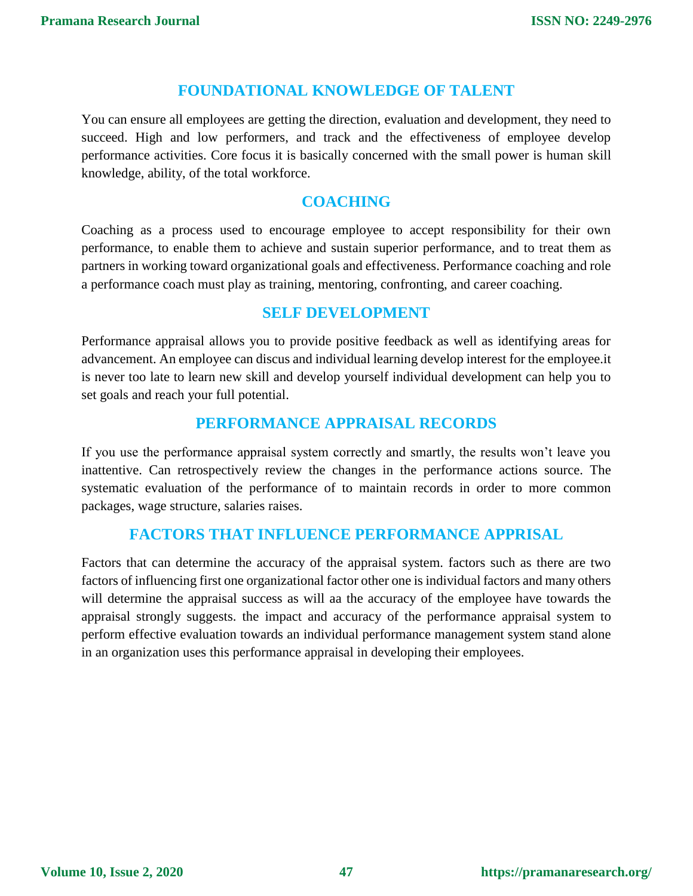## FOUNDATIONAL KNOWLEDGE OF TALENT

You can ensure all employees are getting the direction, evaluation and development, they need to succeed. High and low performers, and track and the effectiveness of employee develop performance activities. Core focus it is basically concerned with the small power is human skill knowledge, ability, of the total workforce.

## COACHING

Coaching as a process used to encourage employee to accept responsibility for their own performance, to enable them to achieve and sustain superior performance, and to treat them as partners in working toward organizational goals and effectiveness. Performance coaching and role a performance coach must play as training, mentoring, confronting, and career coaching.

## SELF DEVELOPMENT

Performance appraisal allows you to provide positive feedback as well as identifying areas for advancement. An employee can discus and individual learning develop interest for the employee.it is never too late to learn new skill and develop yourself individual development can help you to set goals and reach your full potential.

## PERFORMANCE APPRAISAL RECORDS

If you use the performance appraisal system correctly and smartly, the results won't leave you inattentive. Can retrospectively review the changes in the performance actions source. The systematic evaluation of the performance of to maintain records in order to more common packages, wage structure, salaries raises.

## FACTORS THAT INFLUENCE PERFORMANCE APPRISAL

Factors that can determine the accuracy of the appraisal system. factors such as there are two factors of influencing first one organizational factor other one is individual factors and many others will determine the appraisal success as will aa the accuracy of the employee have towards the appraisal strongly suggests. the impact and accuracy of the performance appraisal system to perform effective evaluation towards an individual performance management system stand alone in an organization uses this performance appraisal in developing their employees.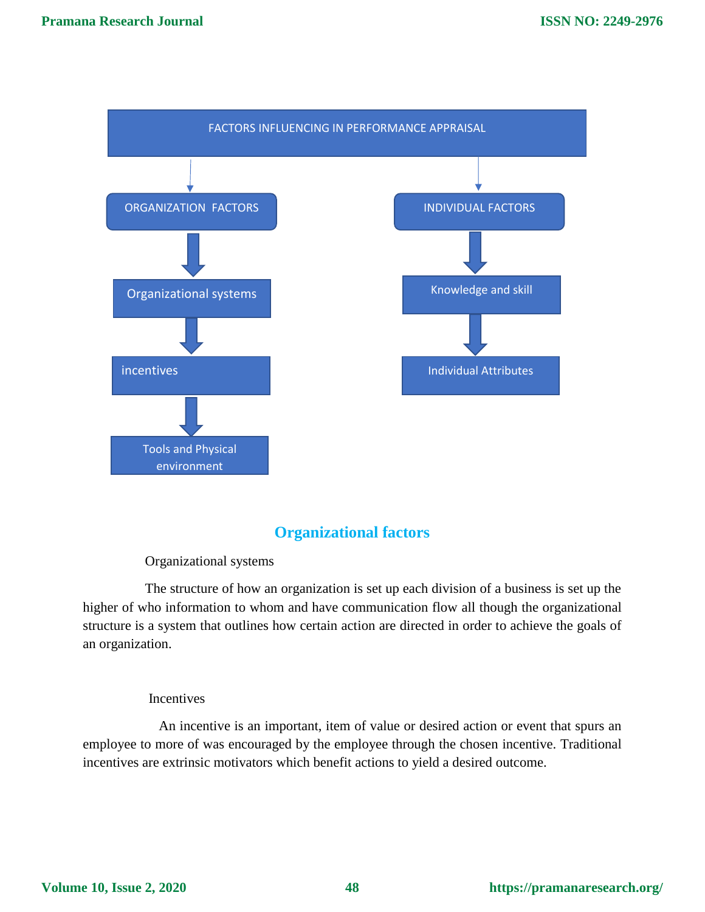FACTORS INFLUENCING IN PERFORMANCE APPRAISAL

- ORGANIZATION FACTORS
  - Organizational systems
  - incentives
  - Tools and Physical environment
- INDIVIDUAL FACTORS
  - Knowledge and skill
  - Individual Attributes

## Organizational factors

Organizational systems

The structure of how an organization is set up each division of a business is set up the higher of who information to whom and have communication flow all though the organizational structure is a system that outlines how certain action are directed in order to achieve the goals of an organization.

Incentives

An incentive is an important, item of value or desired action or event that spurs an employee to more of was encouraged by the employee through the chosen incentive. Traditional incentives are extrinsic motivators which benefit actions to yield a desired outcome.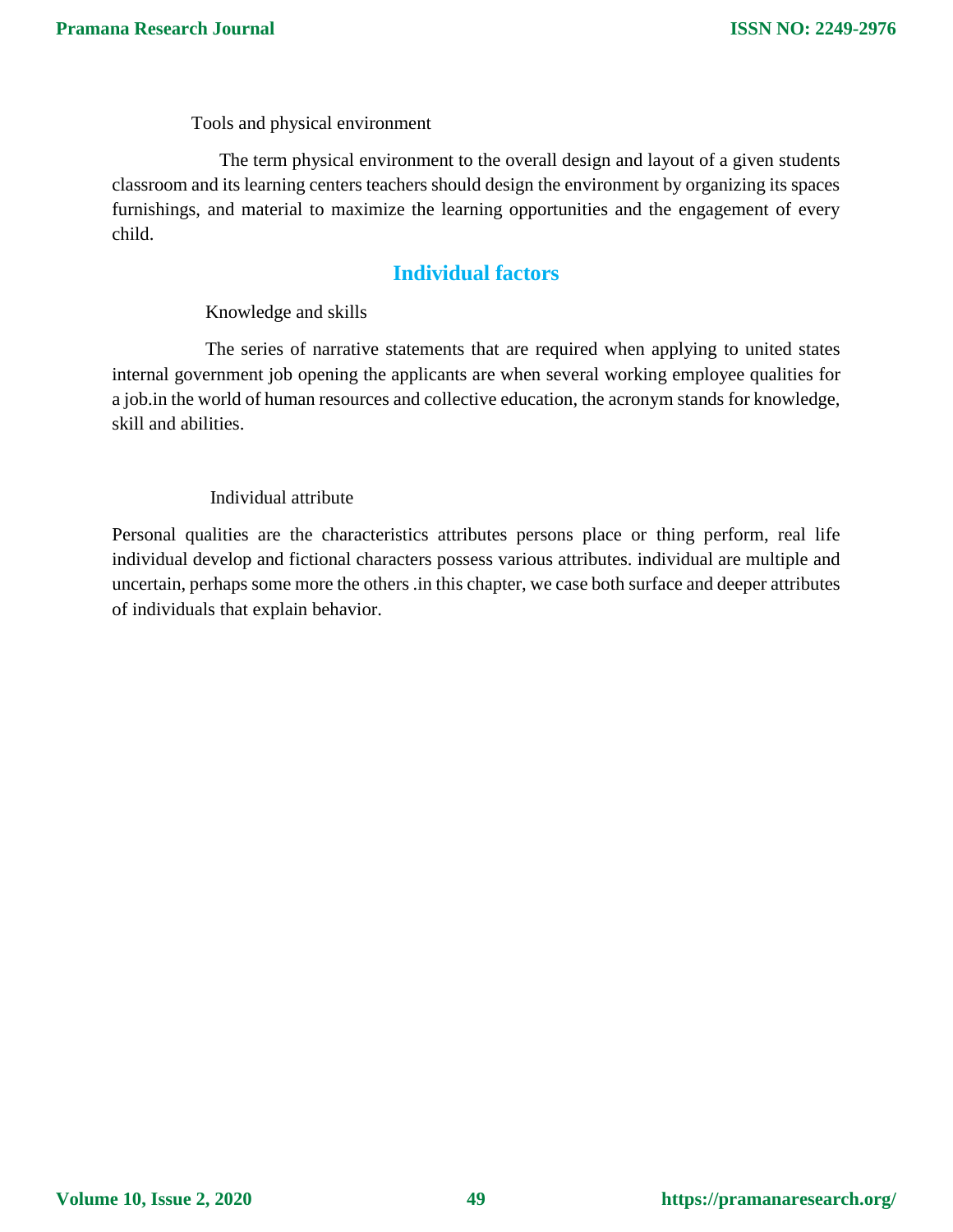Tools and physical environment

The term physical environment to the overall design and layout of a given students classroom and its learning centers teachers should design the environment by organizing its spaces furnishings, and material to maximize the learning opportunities and the engagement of every child.

## Individual factors

Knowledge and skills

The series of narrative statements that are required when applying to united states internal government job opening the applicants are when several working employee qualities for a job.in the world of human resources and collective education, the acronym stands for knowledge, skill and abilities.

Individual attribute

Personal qualities are the characteristics attributes persons place or thing perform, real life individual develop and fictional characters possess various attributes. individual are multiple and uncertain, perhaps some more the others .in this chapter, we case both surface and deeper attributes of individuals that explain behavior.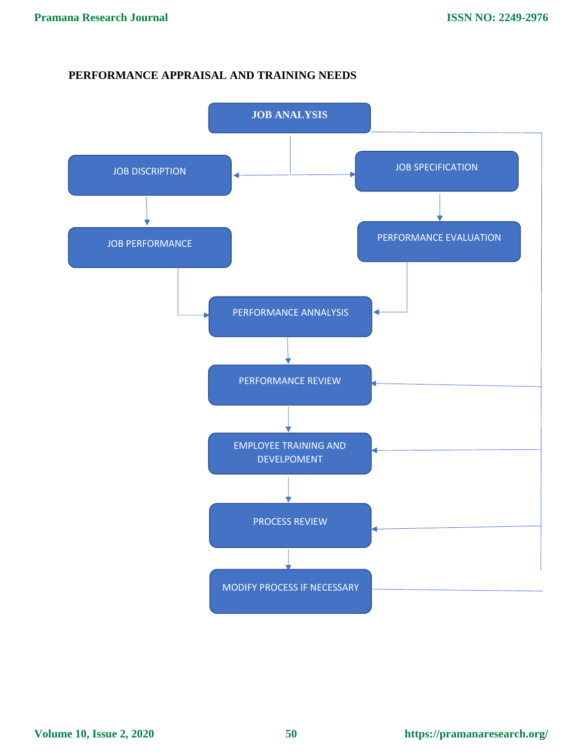**PERFORMANCE APPRAISAL AND TRAINING NEEDS**

JOB ANALYSIS

JOB DISCRIPTION

JOB SPECIFICATION

JOB PERFORMANCE

PERFORMANCE EVALUATION

PERFORMANCE ANNALYSIS

PERFORMANCE REVIEW

EMPLOYEE TRAINING AND DEVELPOMENT

PROCESS REVIEW

MODIFY PROCESS IF NECESSARY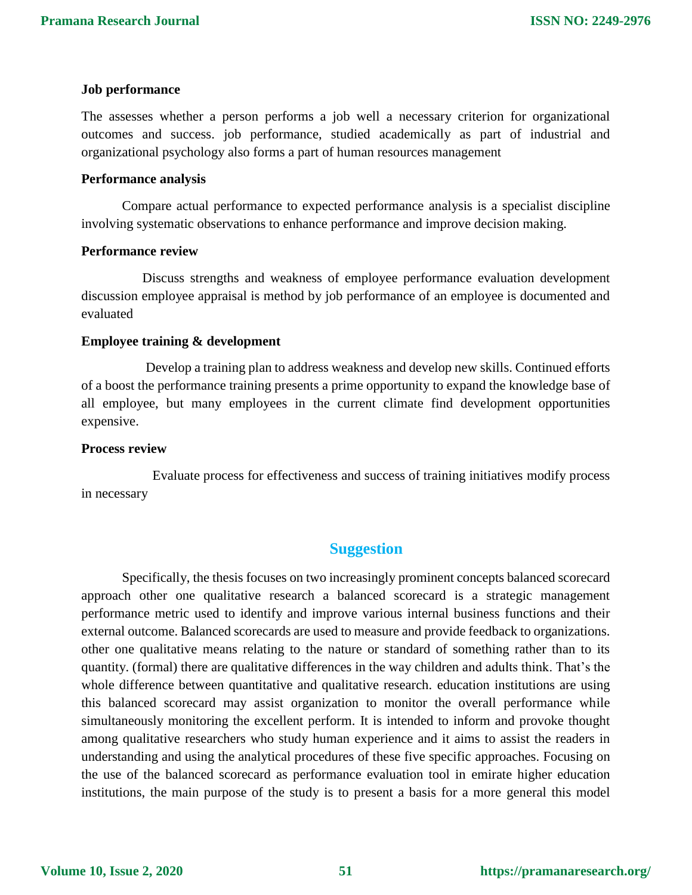**Job performance**

The assesses whether a person performs a job well a necessary criterion for organizational outcomes and success. job performance, studied academically as part of industrial and organizational psychology also forms a part of human resources management

**Performance analysis**

Compare actual performance to expected performance analysis is a specialist discipline involving systematic observations to enhance performance and improve decision making.

**Performance review**

Discuss strengths and weakness of employee performance evaluation development discussion employee appraisal is method by job performance of an employee is documented and evaluated

**Employee training & development**

Develop a training plan to address weakness and develop new skills. Continued efforts of a boost the performance training presents a prime opportunity to expand the knowledge base of all employee, but many employees in the current climate find development opportunities expensive.

**Process review**

Evaluate process for effectiveness and success of training initiatives modify process in necessary

## Suggestion

Specifically, the thesis focuses on two increasingly prominent concepts balanced scorecard approach other one qualitative research a balanced scorecard is a strategic management performance metric used to identify and improve various internal business functions and their external outcome. Balanced scorecards are used to measure and provide feedback to organizations. other one qualitative means relating to the nature or standard of something rather than to its quantity. (formal) there are qualitative differences in the way children and adults think. That's the whole difference between quantitative and qualitative research. education institutions are using this balanced scorecard may assist organization to monitor the overall performance while simultaneously monitoring the excellent perform. It is intended to inform and provoke thought among qualitative researchers who study human experience and it aims to assist the readers in understanding and using the analytical procedures of these five specific approaches. Focusing on the use of the balanced scorecard as performance evaluation tool in emirate higher education institutions, the main purpose of the study is to present a basis for a more general this model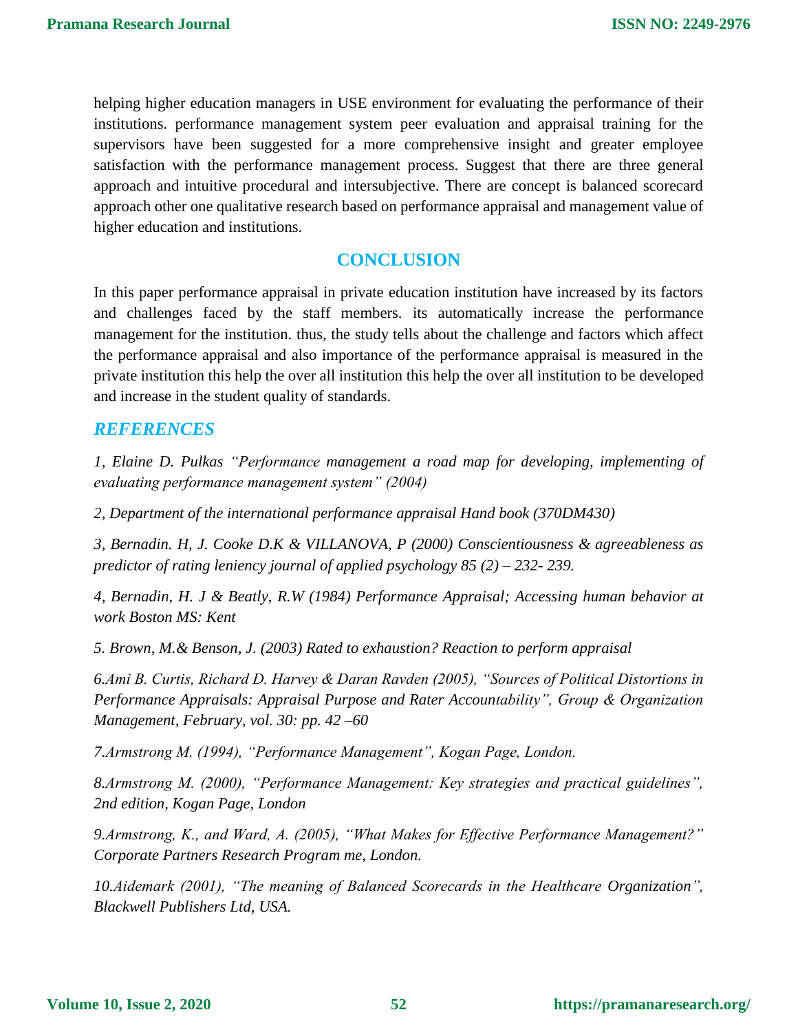helping higher education managers in USE environment for evaluating the performance of their institutions. performance management system peer evaluation and appraisal training for the supervisors have been suggested for a more comprehensive insight and greater employee satisfaction with the performance management process. Suggest that there are three general approach and intuitive procedural and intersubjective. There are concept is balanced scorecard approach other one qualitative research based on performance appraisal and management value of higher education and institutions.

## CONCLUSION

In this paper performance appraisal in private education institution have increased by its factors and challenges faced by the staff members. its automatically increase the performance management for the institution. thus, the study tells about the challenge and factors which affect the performance appraisal and also importance of the performance appraisal is measured in the private institution this help the over all institution this help the over all institution to be developed and increase in the student quality of standards.

## *REFERENCES*

*1, Elaine D. Pulkas "Performance management a road map for developing, implementing of evaluating performance management system" (2004)*

*2, Department of the international performance appraisal Hand book (370DM430)*

*3, Bernadin. H, J. Cooke D.K & VILLANOVA, P (2000) Conscientiousness & agreeableness as predictor of rating leniency journal of applied psychology 85 (2) – 232- 239.*

*4, Bernadin, H. J & Beatly, R.W (1984) Performance Appraisal; Accessing human behavior at work Boston MS: Kent*

*5. Brown, M.& Benson, J. (2003) Rated to exhaustion? Reaction to perform appraisal*

*6.Ami B. Curtis, Richard D. Harvey & Daran Ravden (2005), "Sources of Political Distortions in Performance Appraisals: Appraisal Purpose and Rater Accountability", Group & Organization Management, February, vol. 30: pp. 42 –60*

*7.Armstrong M. (1994), "Performance Management", Kogan Page, London.*

*8.Armstrong M. (2000), "Performance Management: Key strategies and practical guidelines", 2nd edition, Kogan Page, London*

*9.Armstrong, K., and Ward, A. (2005), "What Makes for Effective Performance Management?" Corporate Partners Research Program me, London.*

*10.Aidemark (2001), "The meaning of Balanced Scorecards in the Healthcare Organization", Blackwell Publishers Ltd, USA.*